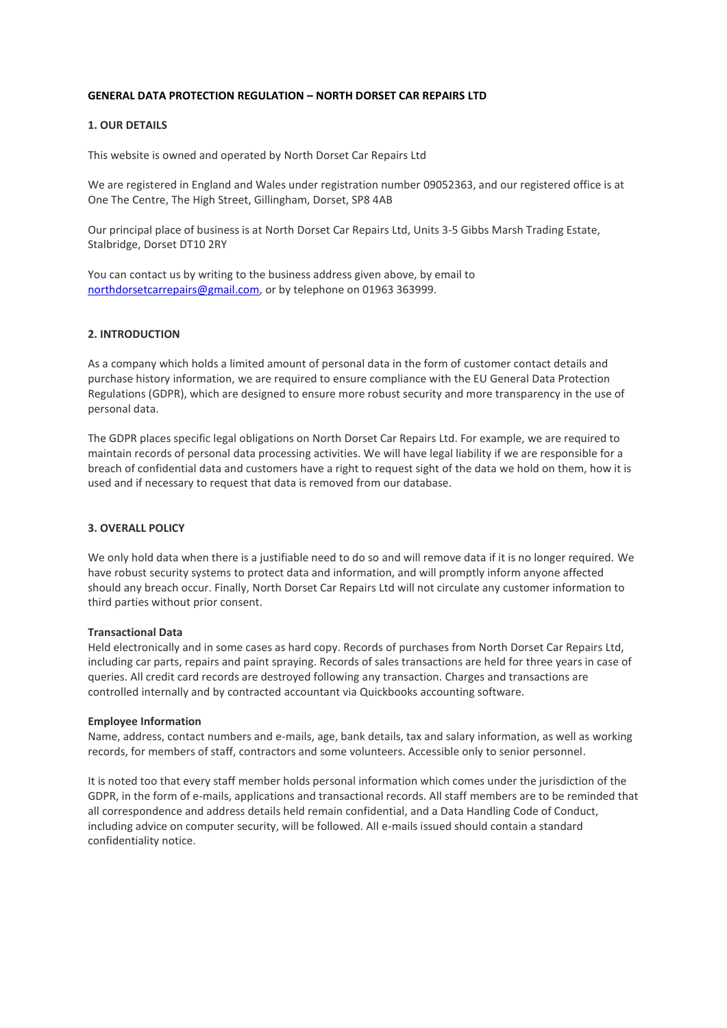# GENERAL DATA PROTECTION REGULATION – NORTH DORSET CAR REPAIRS LTD

## 1. OUR DETAILS

This website is owned and operated by North Dorset Car Repairs Ltd

We are registered in England and Wales under registration number 09052363, and our registered office is at One The Centre, The High Street, Gillingham, Dorset, SP8 4AB

Our principal place of business is at North Dorset Car Repairs Ltd, Units 3-5 Gibbs Marsh Trading Estate, Stalbridge, Dorset DT10 2RY

You can contact us by writing to the business address given above, by email to northdorsetcarrepairs@gmail.com, or by telephone on 01963 363999.

## 2. INTRODUCTION

As a company which holds a limited amount of personal data in the form of customer contact details and purchase history information, we are required to ensure compliance with the EU General Data Protection Regulations (GDPR), which are designed to ensure more robust security and more transparency in the use of personal data.

The GDPR places specific legal obligations on North Dorset Car Repairs Ltd. For example, we are required to maintain records of personal data processing activities. We will have legal liability if we are responsible for a breach of confidential data and customers have a right to request sight of the data we hold on them, how it is used and if necessary to request that data is removed from our database.

## 3. OVERALL POLICY

We only hold data when there is a justifiable need to do so and will remove data if it is no longer required. We have robust security systems to protect data and information, and will promptly inform anyone affected should any breach occur. Finally, North Dorset Car Repairs Ltd will not circulate any customer information to third parties without prior consent.

**Transactional Data**
Held electronically and in some cases as hard copy. Records of purchases from North Dorset Car Repairs Ltd, including car parts, repairs and paint spraying. Records of sales transactions are held for three years in case of queries. All credit card records are destroyed following any transaction. Charges and transactions are controlled internally and by contracted accountant via Quickbooks accounting software.

**Employee Information**
Name, address, contact numbers and e-mails, age, bank details, tax and salary information, as well as working records, for members of staff, contractors and some volunteers. Accessible only to senior personnel.

It is noted too that every staff member holds personal information which comes under the jurisdiction of the GDPR, in the form of e-mails, applications and transactional records. All staff members are to be reminded that all correspondence and address details held remain confidential, and a Data Handling Code of Conduct, including advice on computer security, will be followed. All e-mails issued should contain a standard confidentiality notice.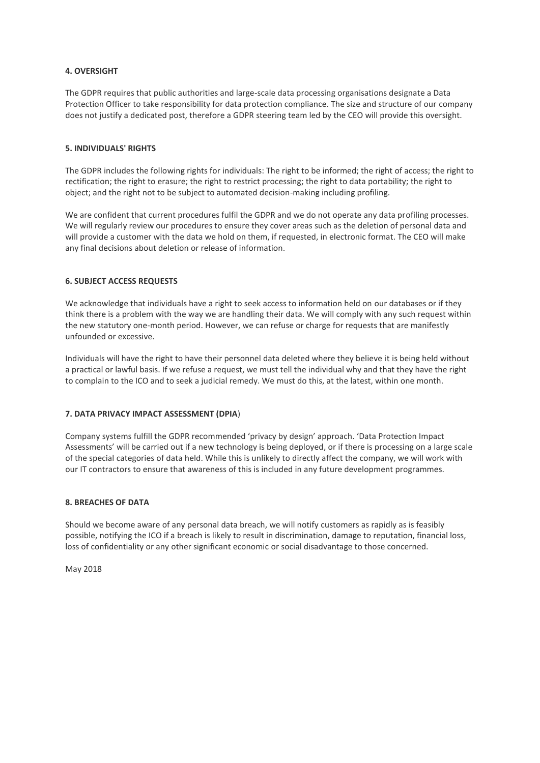## 4. OVERSIGHT

The GDPR requires that public authorities and large-scale data processing organisations designate a Data Protection Officer to take responsibility for data protection compliance. The size and structure of our company does not justify a dedicated post, therefore a GDPR steering team led by the CEO will provide this oversight.

## 5. INDIVIDUALS' RIGHTS

The GDPR includes the following rights for individuals: The right to be informed; the right of access; the right to rectification; the right to erasure; the right to restrict processing; the right to data portability; the right to object; and the right not to be subject to automated decision-making including profiling.

We are confident that current procedures fulfil the GDPR and we do not operate any data profiling processes. We will regularly review our procedures to ensure they cover areas such as the deletion of personal data and will provide a customer with the data we hold on them, if requested, in electronic format. The CEO will make any final decisions about deletion or release of information.

## 6. SUBJECT ACCESS REQUESTS

We acknowledge that individuals have a right to seek access to information held on our databases or if they think there is a problem with the way we are handling their data. We will comply with any such request within the new statutory one-month period. However, we can refuse or charge for requests that are manifestly unfounded or excessive.

Individuals will have the right to have their personnel data deleted where they believe it is being held without a practical or lawful basis. If we refuse a request, we must tell the individual why and that they have the right to complain to the ICO and to seek a judicial remedy. We must do this, at the latest, within one month.

## 7. DATA PRIVACY IMPACT ASSESSMENT (DPIA)

Company systems fulfill the GDPR recommended 'privacy by design' approach. 'Data Protection Impact Assessments' will be carried out if a new technology is being deployed, or if there is processing on a large scale of the special categories of data held. While this is unlikely to directly affect the company, we will work with our IT contractors to ensure that awareness of this is included in any future development programmes.

## 8. BREACHES OF DATA

Should we become aware of any personal data breach, we will notify customers as rapidly as is feasibly possible, notifying the ICO if a breach is likely to result in discrimination, damage to reputation, financial loss, loss of confidentiality or any other significant economic or social disadvantage to those concerned.

May 2018